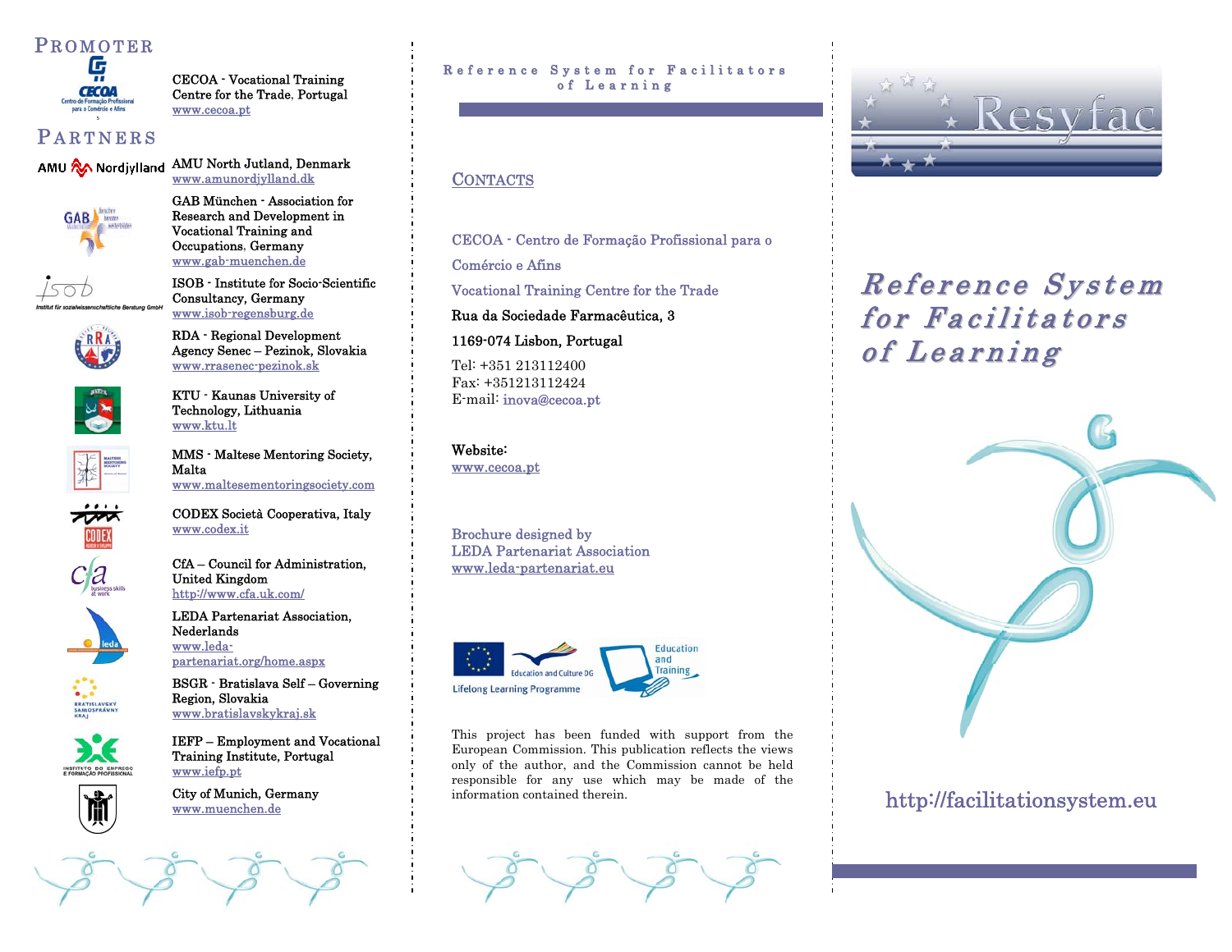## PROMOTER

CECOA - Vocational Training Centre for the Trade, Portugal
www.cecoa.pt

## PARTNERS

AMU North Jutland, Denmark
www.amunordjylland.dk

GAB München - Association for Research and Development in Vocational Training and Occupations, Germany
www.gab-muenchen.de

ISOB - Institute for Socio-Scientific Consultancy, Germany
www.isob-regensburg.de

RDA - Regional Development Agency Senec – Pezinok, Slovakia
www.rrasenec-pezinok.sk

KTU - Kaunas University of Technology, Lithuania
www.ktu.lt

MMS - Maltese Mentoring Society, Malta
www.maltesementoringsociety.com

CODEX Società Cooperativa, Italy
www.codex.it

CfA – Council for Administration, United Kingdom
http://www.cfa.uk.com/

LEDA Partenariat Association, Nederlands
www.leda-partenariat.org/home.aspx

BSGR - Bratislava Self – Governing Region, Slovakia
www.bratislavskykraj.sk

IEFP – Employment and Vocational Training Institute, Portugal
www.iefp.pt

City of Munich, Germany
www.muenchen.de

Reference System for Facilitators of Learning

## CONTACTS

CECOA - Centro de Formação Profissional para o Comércio e Afins

Vocational Training Centre for the Trade

Rua da Sociedade Farmacêutica, 3

1169-074 Lisbon, Portugal

Tel: +351 213112400
Fax: +351213112424
E-mail: inova@cecoa.pt

Website:
www.cecoa.pt

Brochure designed by
LEDA Partenariat Association
www.leda-partenariat.eu

Lifelong Learning Programme — Education and Culture DG — Education and Training

This project has been funded with support from the European Commission. This publication reflects the views only of the author, and the Commission cannot be held responsible for any use which may be made of the information contained therein.

Resyfac

# *Reference System for Facilitators of Learning*

http://facilitationsystem.eu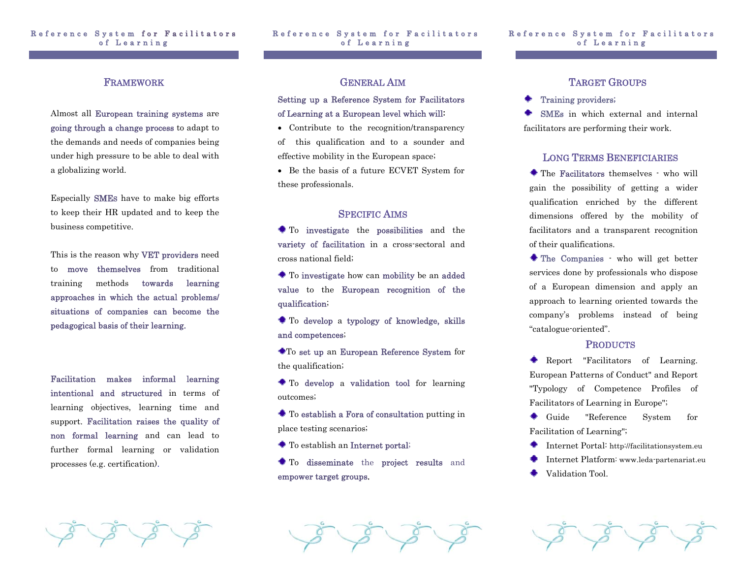## Framework

Almost all **European training systems** are **going through a change process** to adapt to the demands and needs of companies being under high pressure to be able to deal with a globalizing world.

Especially **SMEs** have to make big efforts to keep their HR updated and to keep the business competitive.

This is the reason why **VET providers** need to **move themselves** from traditional training methods **towards learning approaches in which the actual problems/ situations of companies can become the pedagogical basis of their learning.**

**Facilitation makes informal learning intentional and structured** in terms of learning objectives, learning time and support. **Facilitation raises the quality of non formal learning** and can lead to further formal learning or validation processes (e.g. certification).

## General Aim

**Setting up a Reference System for Facilitators of Learning at a European level which will:**

- Contribute to the recognition/transparency of this qualification and to a sounder and effective mobility in the European space;
- Be the basis of a future ECVET System for these professionals.

## Specific Aims

- To **investigate** the **possibilities** and the **variety of facilitation** in a cross-sectoral and cross national field;
- To **investigate** how can **mobility** be an **added value** to the **European recognition of the qualification**;
- To **develop** a **typology of knowledge, skills and competences**;
- To **set up** an **European Reference System** for the qualification;
- To **develop** a **validation tool** for learning outcomes;
- To **establish a Fora of consultation** putting in place testing scenarios;
- To establish an **Internet portal**;
- To **disseminate** the **project results** and **empower target groups.**

## Target Groups

- **Training providers;**
- **SMEs** in which external and internal facilitators are performing their work.

## Long Terms Beneficiaries

- The **Facilitators** themselves - who will gain the possibility of getting a wider qualification enriched by the different dimensions offered by the mobility of facilitators and a transparent recognition of their qualifications.
- **The Companies** - who will get better services done by professionals who dispose of a European dimension and apply an approach to learning oriented towards the company's problems instead of being "catalogue-oriented".

## Products

- Report "Facilitators of Learning. European Patterns of Conduct" and Report "Typology of Competence Profiles of Facilitators of Learning in Europe";
- Guide "Reference System for Facilitation of Learning";
- Internet Portal: http://facilitationsystem.eu
- Internet Platform: www.leda-partenariat.eu
- Validation Tool.